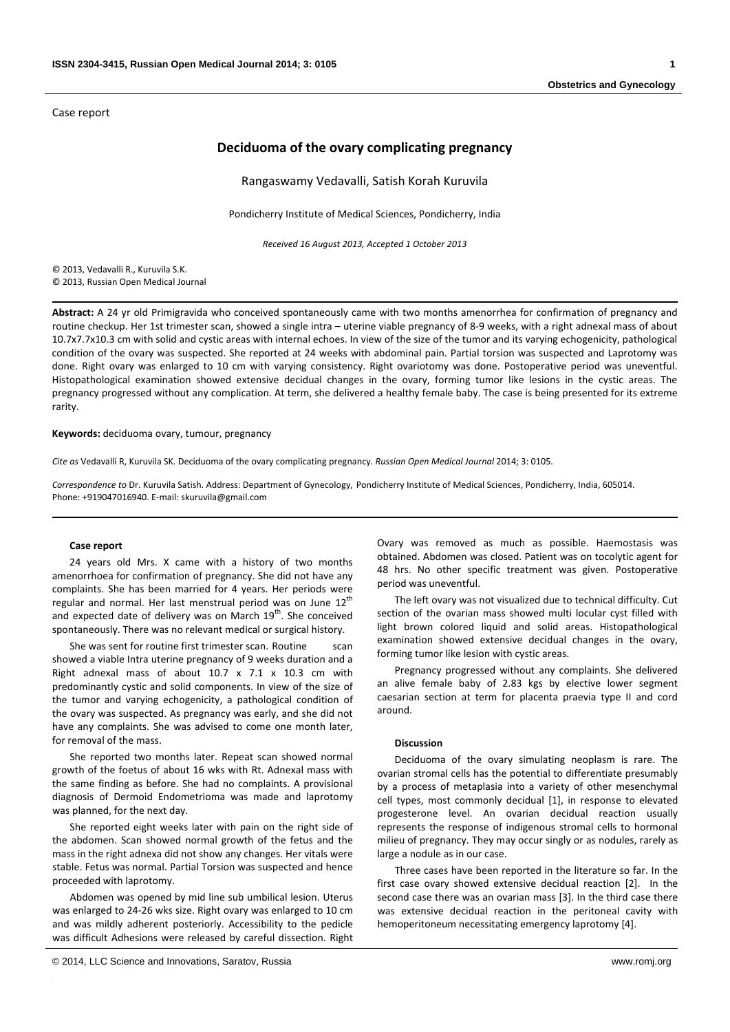Case report

# Deciduoma of the ovary complicating pregnancy

Rangaswamy Vedavalli, Satish Korah Kuruvila

Pondicherry Institute of Medical Sciences, Pondicherry, India

*Received 16 August 2013, Accepted 1 October 2013*

© 2013, Vedavalli R., Kuruvila S.K.
© 2013, Russian Open Medical Journal

**Abstract:** A 24 yr old Primigravida who conceived spontaneously came with two months amenorrhea for confirmation of pregnancy and routine checkup. Her 1st trimester scan, showed a single intra – uterine viable pregnancy of 8-9 weeks, with a right adnexal mass of about 10.7x7.7x10.3 cm with solid and cystic areas with internal echoes. In view of the size of the tumor and its varying echogenicity, pathological condition of the ovary was suspected. She reported at 24 weeks with abdominal pain. Partial torsion was suspected and Laprotomy was done. Right ovary was enlarged to 10 cm with varying consistency. Right ovariotomy was done. Postoperative period was uneventful. Histopathological examination showed extensive decidual changes in the ovary, forming tumor like lesions in the cystic areas. The pregnancy progressed without any complication. At term, she delivered a healthy female baby. The case is being presented for its extreme rarity.

**Keywords:** deciduoma ovary, tumour, pregnancy

*Cite as* Vedavalli R, Kuruvila SK. Deciduoma of the ovary complicating pregnancy. *Russian Open Medical Journal* 2014; 3: 0105.

*Correspondence to* Dr. Kuruvila Satish. Address: Department of Gynecology, Pondicherry Institute of Medical Sciences, Pondicherry, India, 605014. Phone: +919047016940. E-mail: skuruvila@gmail.com

### Case report

24 years old Mrs. X came with a history of two months amenorrhoea for confirmation of pregnancy. She did not have any complaints. She has been married for 4 years. Her periods were regular and normal. Her last menstrual period was on June 12th and expected date of delivery was on March 19th. She conceived spontaneously. There was no relevant medical or surgical history.

She was sent for routine first trimester scan. Routine scan showed a viable Intra uterine pregnancy of 9 weeks duration and a Right adnexal mass of about 10.7 x 7.1 x 10.3 cm with predominantly cystic and solid components. In view of the size of the tumor and varying echogenicity, a pathological condition of the ovary was suspected. As pregnancy was early, and she did not have any complaints. She was advised to come one month later, for removal of the mass.

She reported two months later. Repeat scan showed normal growth of the foetus of about 16 wks with Rt. Adnexal mass with the same finding as before. She had no complaints. A provisional diagnosis of Dermoid Endometrioma was made and laprotomy was planned, for the next day.

She reported eight weeks later with pain on the right side of the abdomen. Scan showed normal growth of the fetus and the mass in the right adnexa did not show any changes. Her vitals were stable. Fetus was normal. Partial Torsion was suspected and hence proceeded with laprotomy.

Abdomen was opened by mid line sub umbilical lesion. Uterus was enlarged to 24-26 wks size. Right ovary was enlarged to 10 cm and was mildly adherent posteriorly. Accessibility to the pedicle was difficult Adhesions were released by careful dissection. Right Ovary was removed as much as possible. Haemostasis was obtained. Abdomen was closed. Patient was on tocolytic agent for 48 hrs. No other specific treatment was given. Postoperative period was uneventful.

The left ovary was not visualized due to technical difficulty. Cut section of the ovarian mass showed multi locular cyst filled with light brown colored liquid and solid areas. Histopathological examination showed extensive decidual changes in the ovary, forming tumor like lesion with cystic areas.

Pregnancy progressed without any complaints. She delivered an alive female baby of 2.83 kgs by elective lower segment caesarian section at term for placenta praevia type II and cord around.

### Discussion

Deciduoma of the ovary simulating neoplasm is rare. The ovarian stromal cells has the potential to differentiate presumably by a process of metaplasia into a variety of other mesenchymal cell types, most commonly decidual [1], in response to elevated progesterone level. An ovarian decidual reaction usually represents the response of indigenous stromal cells to hormonal milieu of pregnancy. They may occur singly or as nodules, rarely as large a nodule as in our case.

Three cases have been reported in the literature so far. In the first case ovary showed extensive decidual reaction [2]. In the second case there was an ovarian mass [3]. In the third case there was extensive decidual reaction in the peritoneal cavity with hemoperitoneum necessitating emergency laprotomy [4].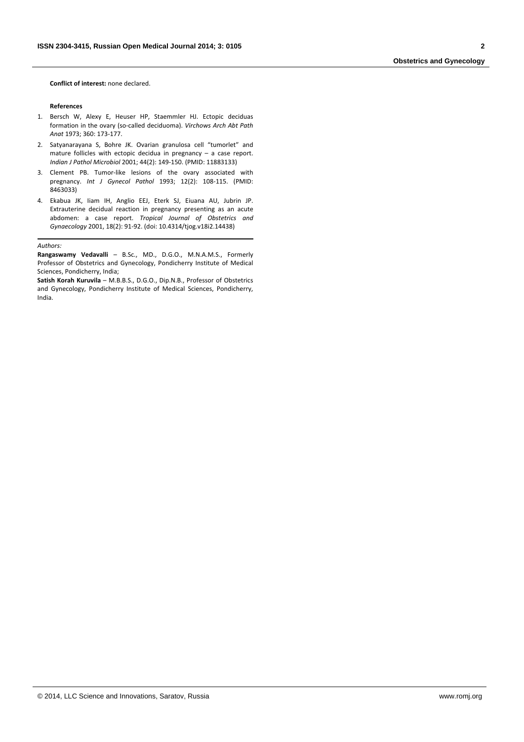**Conflict of interest:** none declared.

**References**

1. Bersch W, Alexy E, Heuser HP, Staemmler HJ. Ectopic deciduas formation in the ovary (so-called deciduoma). *Virchows Arch Abt Path Anat* 1973; 360: 173-177.
2. Satyanarayana S, Bohre JK. Ovarian granulosa cell "tumorlet" and mature follicles with ectopic decidua in pregnancy – a case report. *Indian J Pathol Microbiol* 2001; 44(2): 149-150. (PMID: 11883133)
3. Clement PB. Tumor-like lesions of the ovary associated with pregnancy. *Int J Gynecol Pathol* 1993; 12(2): 108-115. (PMID: 8463033)
4. Ekabua JK, Iiam IH, Anglio EEJ, Eterk SJ, Eiuana AU, Jubrin JP. Extrauterine decidual reaction in pregnancy presenting as an acute abdomen: a case report. *Tropical Journal of Obstetrics and Gynaecology* 2001, 18(2): 91-92. (doi: 10.4314/tjog.v18i2.14438)

*Authors:*

**Rangaswamy Vedavalli** – B.Sc., MD., D.G.O., M.N.A.M.S., Formerly Professor of Obstetrics and Gynecology, Pondicherry Institute of Medical Sciences, Pondicherry, India;

**Satish Korah Kuruvila** – M.B.B.S., D.G.O., Dip.N.B., Professor of Obstetrics and Gynecology, Pondicherry Institute of Medical Sciences, Pondicherry, India.